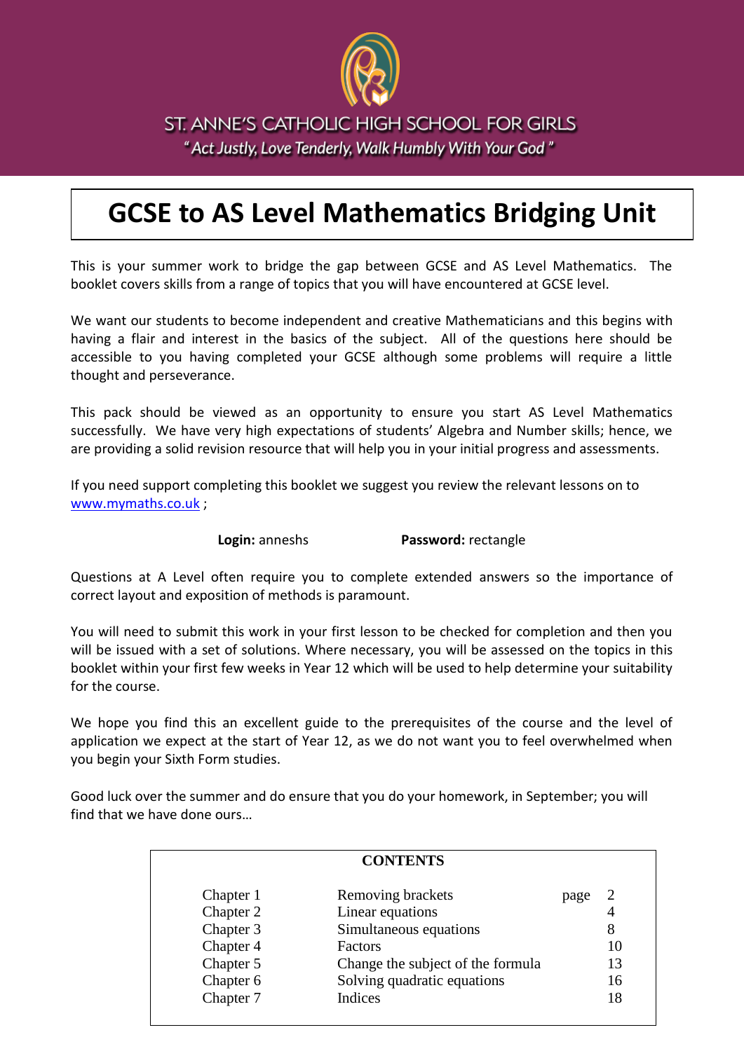ST. ANNE'S CATHOLIC HIGH SCHOOL FOR GIRLS

*"Act Justly, Love Tenderly, Walk Humbly With Your God"*

# GCSE to AS Level Mathematics Bridging Unit

This is your summer work to bridge the gap between GCSE and AS Level Mathematics. The booklet covers skills from a range of topics that you will have encountered at GCSE level.

We want our students to become independent and creative Mathematicians and this begins with having a flair and interest in the basics of the subject. All of the questions here should be accessible to you having completed your GCSE although some problems will require a little thought and perseverance.

This pack should be viewed as an opportunity to ensure you start AS Level Mathematics successfully. We have very high expectations of students' Algebra and Number skills; hence, we are providing a solid revision resource that will help you in your initial progress and assessments.

If you need support completing this booklet we suggest you review the relevant lessons on to [www.mymaths.co.uk](http://www.mymaths.co.uk) ;

**Login:** anneshs **Password:** rectangle

Questions at A Level often require you to complete extended answers so the importance of correct layout and exposition of methods is paramount.

You will need to submit this work in your first lesson to be checked for completion and then you will be issued with a set of solutions. Where necessary, you will be assessed on the topics in this booklet within your first few weeks in Year 12 which will be used to help determine your suitability for the course.

We hope you find this an excellent guide to the prerequisites of the course and the level of application we expect at the start of Year 12, as we do not want you to feel overwhelmed when you begin your Sixth Form studies.

Good luck over the summer and do ensure that you do your homework, in September; you will find that we have done ours…

**CONTENTS**

| | | page |
|---|---|---|
| Chapter 1 | Removing brackets | 2 |
| Chapter 2 | Linear equations | 4 |
| Chapter 3 | Simultaneous equations | 8 |
| Chapter 4 | Factors | 10 |
| Chapter 5 | Change the subject of the formula | 13 |
| Chapter 6 | Solving quadratic equations | 16 |
| Chapter 7 | Indices | 18 |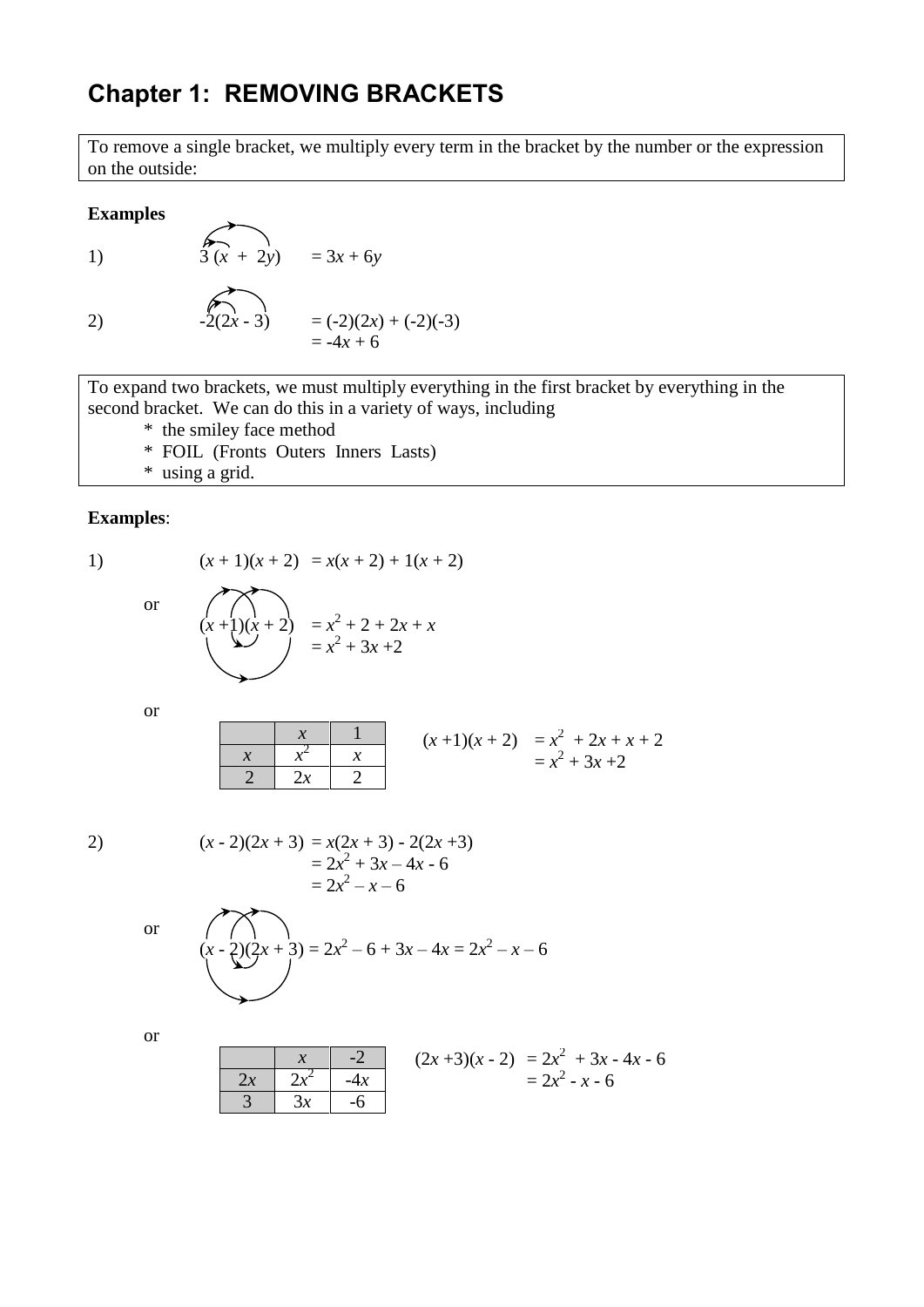## Chapter 1: REMOVING BRACKETS

To remove a single bracket, we multiply every term in the bracket by the number or the expression on the outside:

**Examples**

1) $3(x + 2y) = 3x + 6y$

2) $-2(2x - 3) = (-2)(2x) + (-2)(-3)$
$= -4x + 6$

To expand two brackets, we must multiply everything in the first bracket by everything in the second bracket. We can do this in a variety of ways, including

- * the smiley face method
- * FOIL (Fronts Outers Inners Lasts)
- * using a grid.

**Examples**:

1) $(x + 1)(x + 2) = x(x + 2) + 1(x + 2)$

or

$(x + 1)(x + 2) = x^2 + 2 + 2x + x$
$= x^2 + 3x + 2$

or

| | $x$ | 1 |
|---|---|---|
| $x$ | $x^2$ | $x$ |
| 2 | $2x$ | 2 |

$(x + 1)(x + 2) = x^2 + 2x + x + 2$
$= x^2 + 3x + 2$

2) $(x - 2)(2x + 3) = x(2x + 3) - 2(2x + 3)$
$= 2x^2 + 3x - 4x - 6$
$= 2x^2 - x - 6$

or

$(x - 2)(2x + 3) = 2x^2 - 6 + 3x - 4x = 2x^2 - x - 6$

or

| | $x$ | -2 |
|---|---|---|
| $2x$ | $2x^2$ | $-4x$ |
| 3 | $3x$ | -6 |

$(2x + 3)(x - 2) = 2x^2 + 3x - 4x - 6$
$= 2x^2 - x - 6$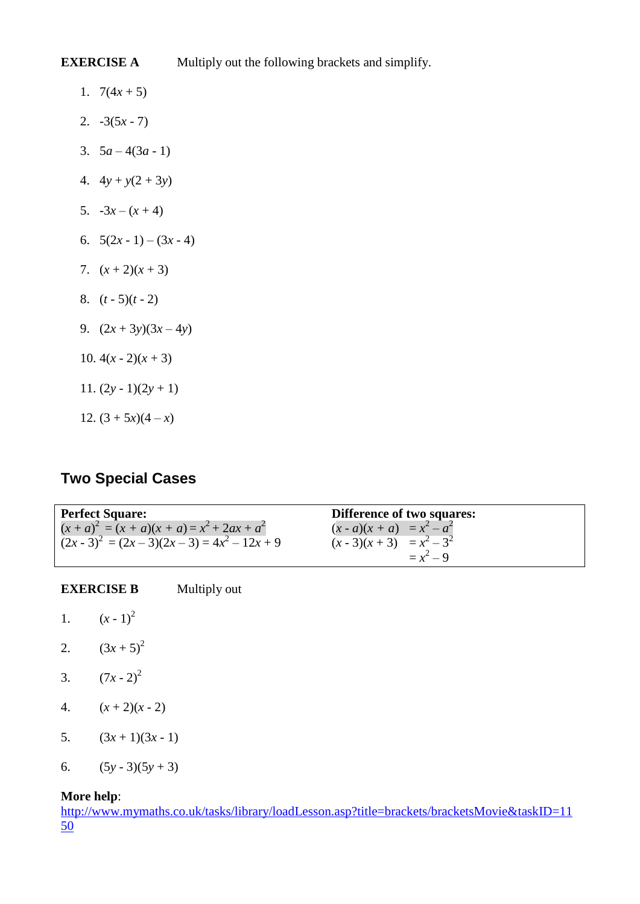**EXERCISE A** Multiply out the following brackets and simplify.

1. $7(4x + 5)$
2. $-3(5x - 7)$
3. $5a – 4(3a - 1)$
4. $4y + y(2 + 3y)$
5. $-3x – (x + 4)$
6. $5(2x - 1) – (3x - 4)$
7. $(x + 2)(x + 3)$
8. $(t - 5)(t - 2)$
9. $(2x + 3y)(3x – 4y)$
10. $4(x - 2)(x + 3)$
11. $(2y - 1)(2y + 1)$
12. $(3 + 5x)(4 – x)$

## Two Special Cases

| **Perfect Square:** | **Difference of two squares:** |
|---|---|
| $(x + a)^2 = (x + a)(x + a) = x^2 + 2ax + a^2$ | $(x - a)(x + a) = x^2 – a^2$ |
| $(2x - 3)^2 = (2x – 3)(2x – 3) = 4x^2 – 12x + 9$ | $(x - 3)(x + 3) = x^2 – 3^2$ |
| | $= x^2 – 9$ |

**EXERCISE B** Multiply out

1. $(x - 1)^2$
2. $(3x + 5)^2$
3. $(7x - 2)^2$
4. $(x + 2)(x - 2)$
5. $(3x + 1)(3x - 1)$
6. $(5y - 3)(5y + 3)$

**More help**:
http://www.mymaths.co.uk/tasks/library/loadLesson.asp?title=brackets/bracketsMovie&taskID=1150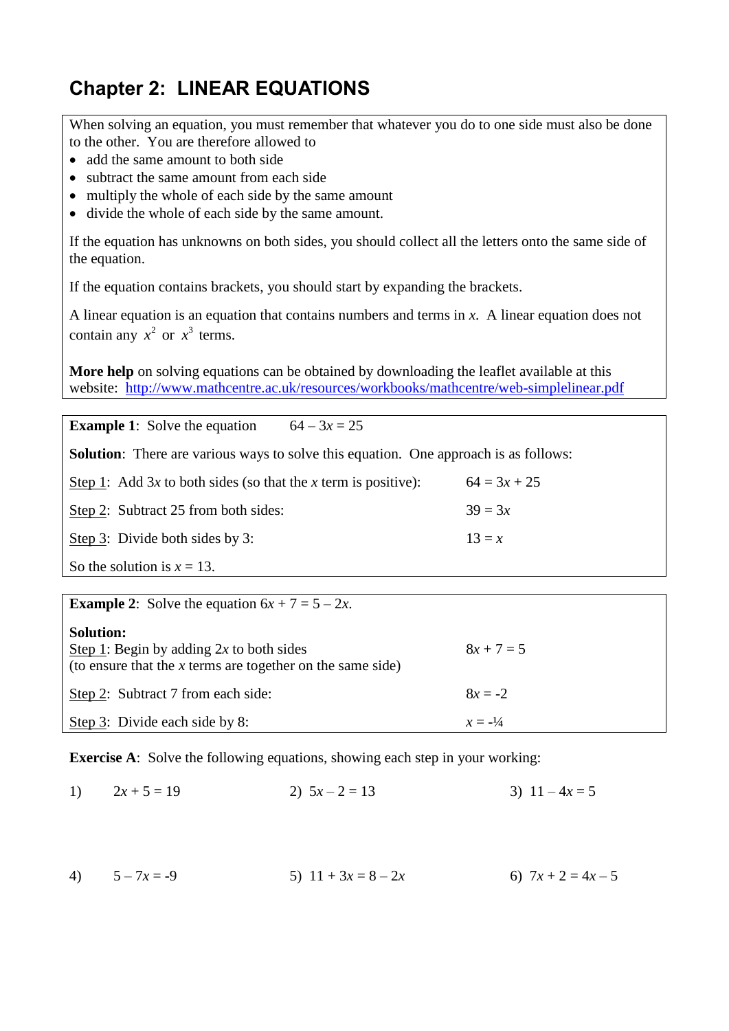# Chapter 2: LINEAR EQUATIONS

When solving an equation, you must remember that whatever you do to one side must also be done to the other. You are therefore allowed to

- add the same amount to both side
- subtract the same amount from each side
- multiply the whole of each side by the same amount
- divide the whole of each side by the same amount.

If the equation has unknowns on both sides, you should collect all the letters onto the same side of the equation.

If the equation contains brackets, you should start by expanding the brackets.

A linear equation is an equation that contains numbers and terms in $x$. A linear equation does not contain any $x^2$ or $x^3$ terms.

**More help** on solving equations can be obtained by downloading the leaflet available at this website: http://www.mathcentre.ac.uk/resources/workbooks/mathcentre/web-simplelinear.pdf

---

**Example 1**: Solve the equation $64 - 3x = 25$

**Solution**: There are various ways to solve this equation. One approach is as follows:

Step 1: Add $3x$ to both sides (so that the $x$ term is positive): $64 = 3x + 25$

Step 2: Subtract 25 from both sides: $39 = 3x$

Step 3: Divide both sides by 3: $13 = x$

So the solution is $x = 13$.

---

**Example 2**: Solve the equation $6x + 7 = 5 - 2x$.

**Solution:**

Step 1: Begin by adding $2x$ to both sides (to ensure that the $x$ terms are together on the same side): $8x + 7 = 5$

Step 2: Subtract 7 from each side: $8x = -2$

Step 3: Divide each side by 8: $x = -¼$

---

**Exercise A**: Solve the following equations, showing each step in your working:

1) $2x + 5 = 19$

2) $5x - 2 = 13$

3) $11 - 4x = 5$

4) $5 - 7x = -9$

5) $11 + 3x = 8 - 2x$

6) $7x + 2 = 4x - 5$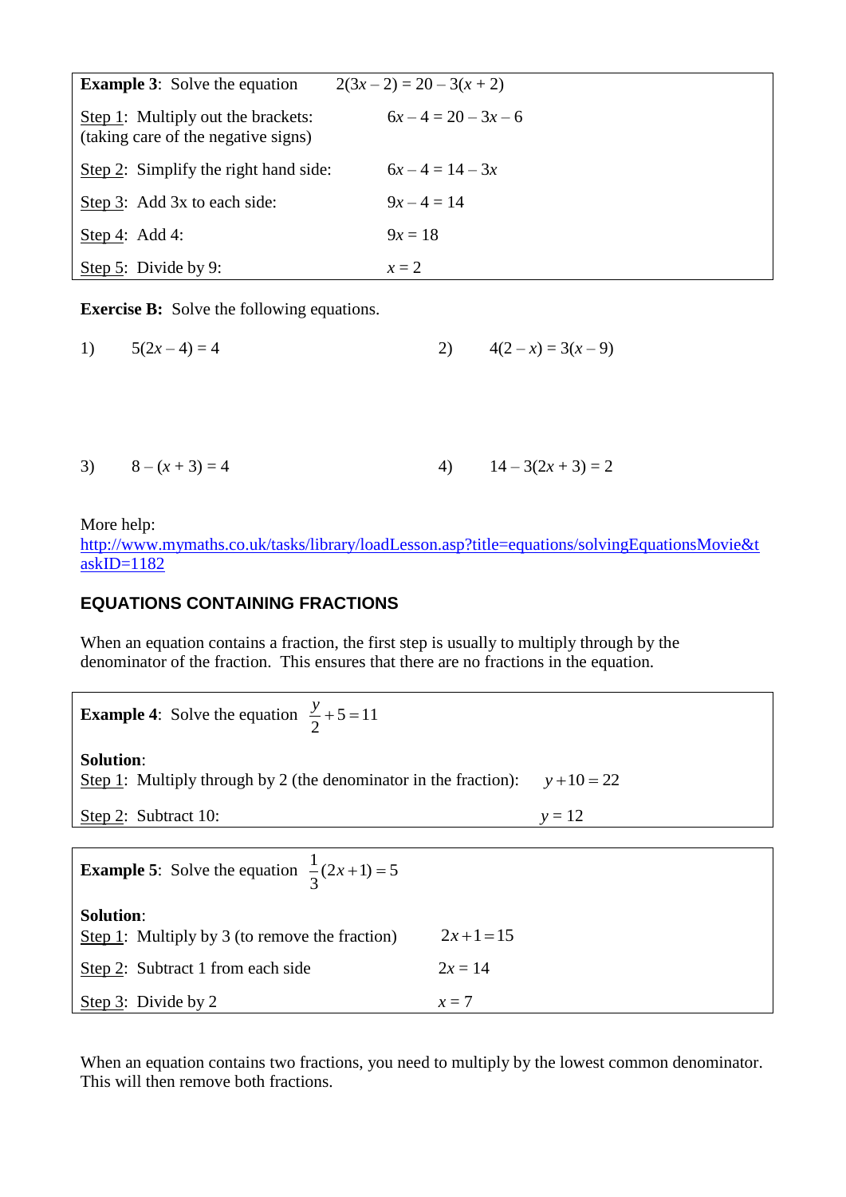**Example 3**: Solve the equation $2(3x - 2) = 20 - 3(x + 2)$

Step 1: Multiply out the brackets: (taking care of the negative signs) $6x - 4 = 20 - 3x - 6$

Step 2: Simplify the right hand side: $6x - 4 = 14 - 3x$

Step 3: Add 3x to each side: $9x - 4 = 14$

Step 4: Add 4: $9x = 18$

Step 5: Divide by 9: $x = 2$

**Exercise B:** Solve the following equations.

1) $5(2x - 4) = 4$

2) $4(2 - x) = 3(x - 9)$

3) $8 - (x + 3) = 4$

4) $14 - 3(2x + 3) = 2$

More help:
http://www.mymaths.co.uk/tasks/library/loadLesson.asp?title=equations/solvingEquationsMovie&taskID=1182

## EQUATIONS CONTAINING FRACTIONS

When an equation contains a fraction, the first step is usually to multiply through by the denominator of the fraction. This ensures that there are no fractions in the equation.

**Example 4**: Solve the equation $\frac{y}{2} + 5 = 11$

**Solution**:
Step 1: Multiply through by 2 (the denominator in the fraction): $y + 10 = 22$

Step 2: Subtract 10: $y = 12$

**Example 5**: Solve the equation $\frac{1}{3}(2x + 1) = 5$

**Solution**:
Step 1: Multiply by 3 (to remove the fraction) $2x + 1 = 15$

Step 2: Subtract 1 from each side $2x = 14$

Step 3: Divide by 2 $x = 7$

When an equation contains two fractions, you need to multiply by the lowest common denominator. This will then remove both fractions.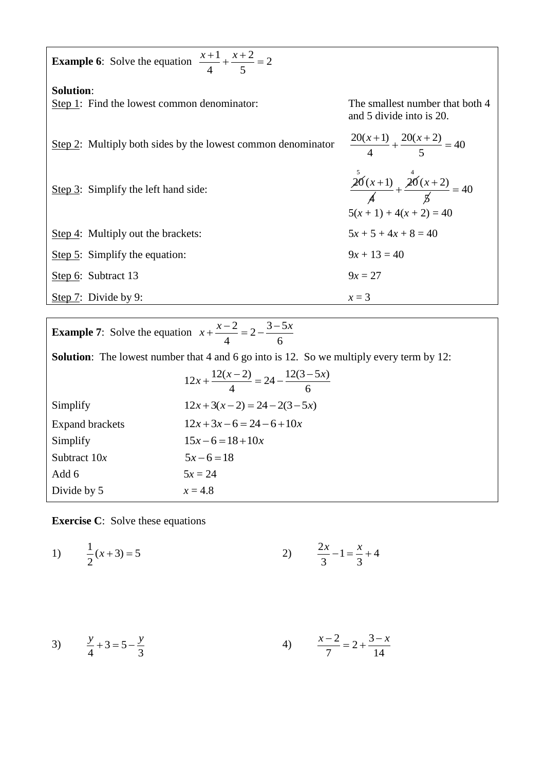**Example 6**: Solve the equation $\frac{x+1}{4} + \frac{x+2}{5} = 2$

**Solution**:

| | |
|---|---|
| Step 1: Find the lowest common denominator: | The smallest number that both 4 and 5 divide into is 20. |
| Step 2: Multiply both sides by the lowest common denominator | $\frac{20(x+1)}{4} + \frac{20(x+2)}{5} = 40$ |
| Step 3: Simplify the left hand side: | $\frac{\overset{5}{\cancel{20}}(x+1)}{\cancel{4}} + \frac{\overset{4}{\cancel{20}}(x+2)}{\cancel{5}} = 40$<br>$5(x + 1) + 4(x + 2) = 40$ |
| Step 4: Multiply out the brackets: | $5x + 5 + 4x + 8 = 40$ |
| Step 5: Simplify the equation: | $9x + 13 = 40$ |
| Step 6: Subtract 13 | $9x = 27$ |
| Step 7: Divide by 9: | $x = 3$ |

**Example 7**: Solve the equation $x + \frac{x-2}{4} = 2 - \frac{3-5x}{6}$

**Solution**: The lowest number that 4 and 6 go into is 12. So we multiply every term by 12:

$$12x + \frac{12(x-2)}{4} = 24 - \frac{12(3-5x)}{6}$$

| | |
|---|---|
| Simplify | $12x + 3(x-2) = 24 - 2(3-5x)$ |
| Expand brackets | $12x + 3x - 6 = 24 - 6 + 10x$ |
| Simplify | $15x - 6 = 18 + 10x$ |
| Subtract $10x$ | $5x - 6 = 18$ |
| Add 6 | $5x = 24$ |
| Divide by 5 | $x = 4.8$ |

**Exercise C**: Solve these equations

1) $\frac{1}{2}(x+3) = 5$

2) $\frac{2x}{3} - 1 = \frac{x}{3} + 4$

3) $\frac{y}{4} + 3 = 5 - \frac{y}{3}$

4) $\frac{x-2}{7} = 2 + \frac{3-x}{14}$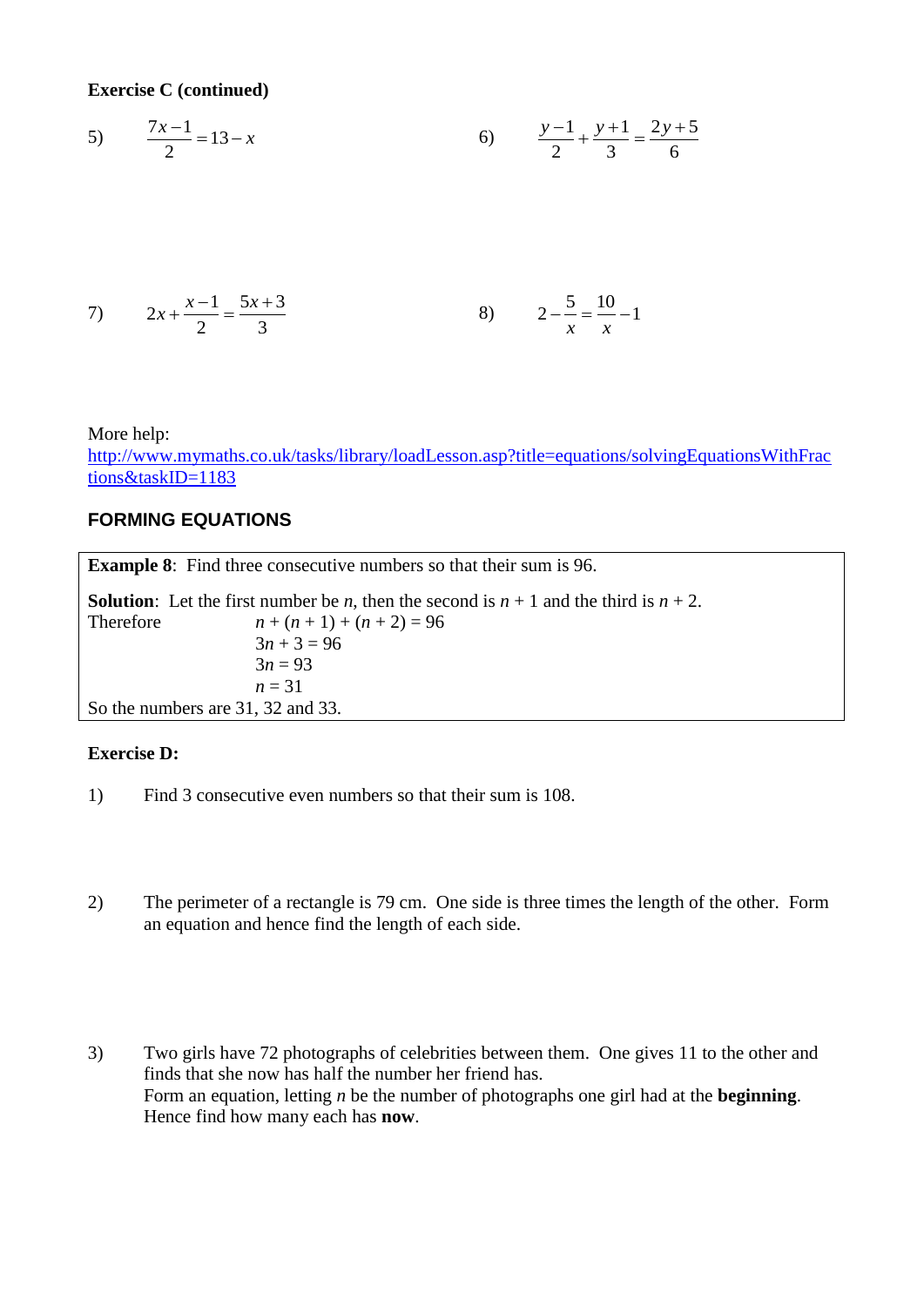**Exercise C (continued)**

5) $\frac{7x-1}{2} = 13 - x$

6) $\frac{y-1}{2} + \frac{y+1}{3} = \frac{2y+5}{6}$

7) $2x + \frac{x-1}{2} = \frac{5x+3}{3}$

8) $2 - \frac{5}{x} = \frac{10}{x} - 1$

More help:
[http://www.mymaths.co.uk/tasks/library/loadLesson.asp?title=equations/solvingEquationsWithFractions&taskID=1183](http://www.mymaths.co.uk/tasks/library/loadLesson.asp?title=equations/solvingEquationsWithFractions&taskID=1183)

## FORMING EQUATIONS

**Example 8**: Find three consecutive numbers so that their sum is 96.

**Solution**: Let the first number be $n$, then the second is $n + 1$ and the third is $n + 2$.

Therefore

$$n + (n + 1) + (n + 2) = 96$$
$$3n + 3 = 96$$
$$3n = 93$$
$$n = 31$$

So the numbers are 31, 32 and 33.

**Exercise D:**

1) Find 3 consecutive even numbers so that their sum is 108.

2) The perimeter of a rectangle is 79 cm. One side is three times the length of the other. Form an equation and hence find the length of each side.

3) Two girls have 72 photographs of celebrities between them. One gives 11 to the other and finds that she now has half the number her friend has.
Form an equation, letting $n$ be the number of photographs one girl had at the **beginning**. Hence find how many each has **now**.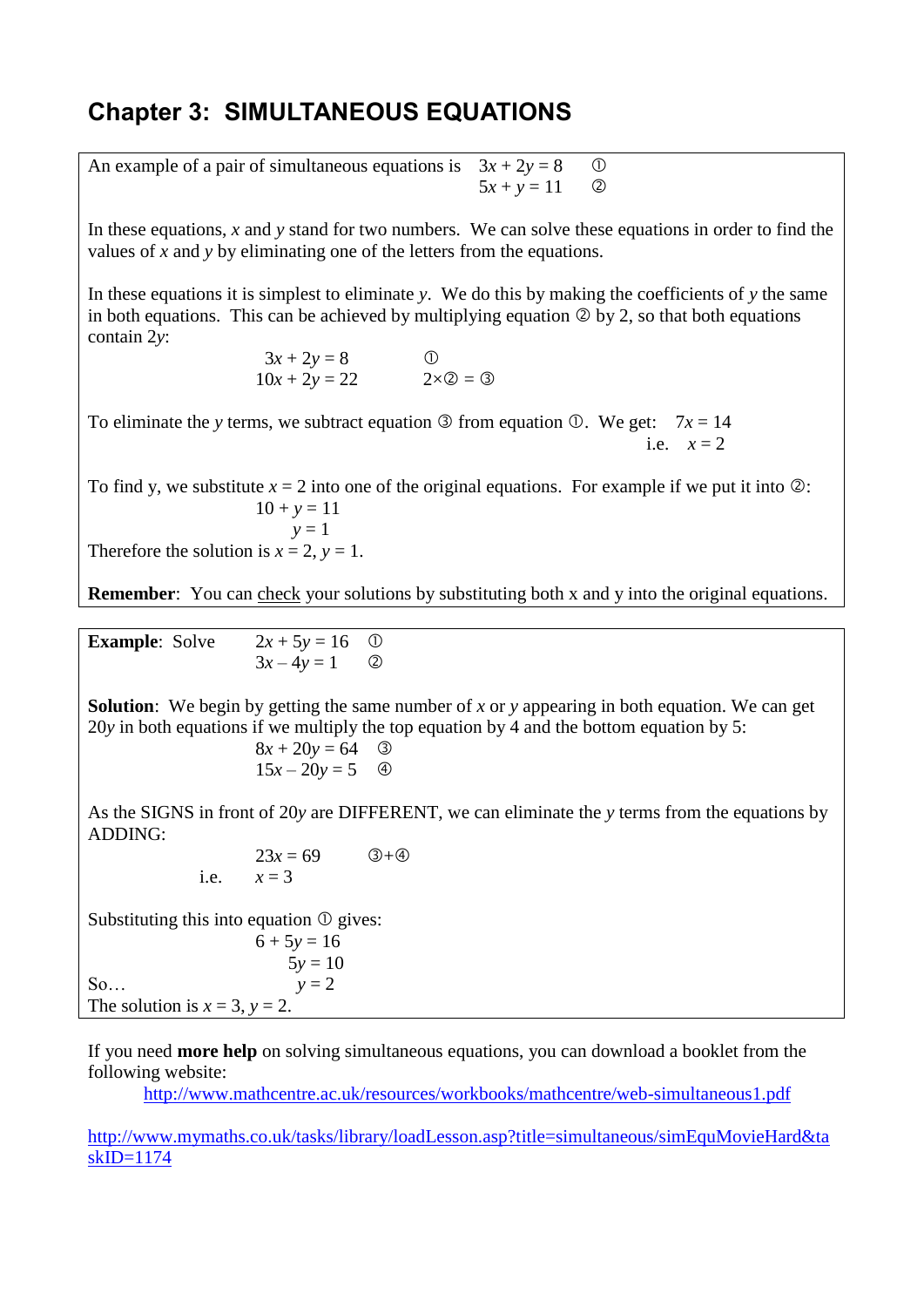# Chapter 3: SIMULTANEOUS EQUATIONS

An example of a pair of simultaneous equations is

$$3x + 2y = 8 \quad ①$$
$$5x + y = 11 \quad ②$$

In these equations, $x$ and $y$ stand for two numbers. We can solve these equations in order to find the values of $x$ and $y$ by eliminating one of the letters from the equations.

In these equations it is simplest to eliminate $y$. We do this by making the coefficients of $y$ the same in both equations. This can be achieved by multiplying equation ② by 2, so that both equations contain $2y$:

$$3x + 2y = 8 \quad ①$$
$$10x + 2y = 22 \quad 2\times② = ③$$

To eliminate the $y$ terms, we subtract equation ③ from equation ①. We get: $7x = 14$

i.e. $x = 2$

To find y, we substitute $x = 2$ into one of the original equations. For example if we put it into ②:

$$10 + y = 11$$
$$y = 1$$

Therefore the solution is $x = 2$, $y = 1$.

**Remember**: You can check your solutions by substituting both x and y into the original equations.

---

**Example**: Solve

$$2x + 5y = 16 \quad ①$$
$$3x - 4y = 1 \quad ②$$

**Solution**: We begin by getting the same number of $x$ or $y$ appearing in both equation. We can get $20y$ in both equations if we multiply the top equation by 4 and the bottom equation by 5:

$$8x + 20y = 64 \quad ③$$
$$15x - 20y = 5 \quad ④$$

As the SIGNS in front of $20y$ are DIFFERENT, we can eliminate the $y$ terms from the equations by ADDING:

$$23x = 69 \quad ③+④$$

i.e. $x = 3$

Substituting this into equation ① gives:

$$6 + 5y = 16$$
$$5y = 10$$

So… $y = 2$

The solution is $x = 3$, $y = 2$.

---

If you need **more help** on solving simultaneous equations, you can download a booklet from the following website:

http://www.mathcentre.ac.uk/resources/workbooks/mathcentre/web-simultaneous1.pdf

http://www.mymaths.co.uk/tasks/library/loadLesson.asp?title=simultaneous/simEquMovieHard&taskID=1174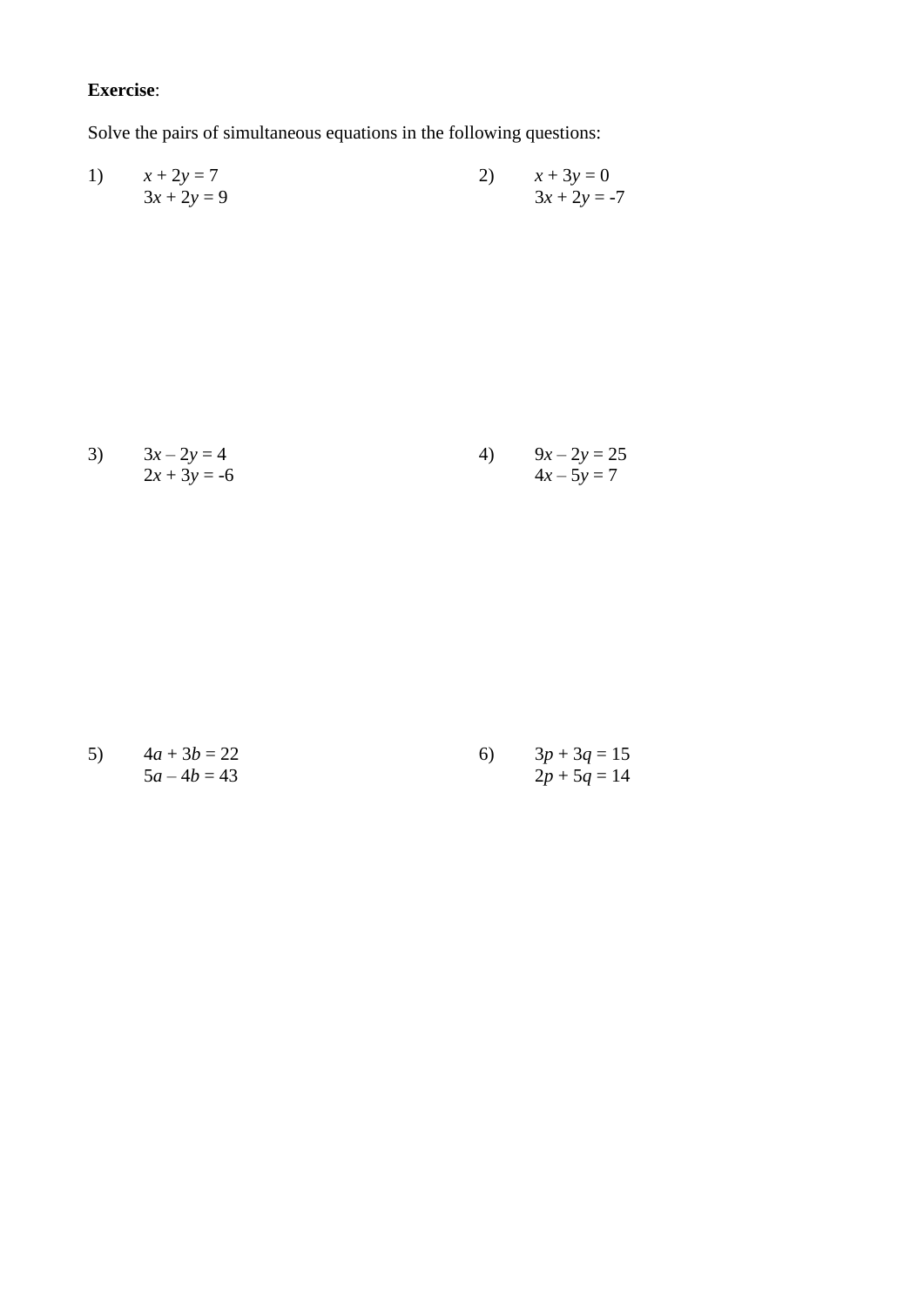**Exercise**:

Solve the pairs of simultaneous equations in the following questions:

1) $x + 2y = 7$
$3x + 2y = 9$

2) $x + 3y = 0$
$3x + 2y = -7$

3) $3x - 2y = 4$
$2x + 3y = -6$

4) $9x - 2y = 25$
$4x - 5y = 7$

5) $4a + 3b = 22$
$5a - 4b = 43$

6) $3p + 3q = 15$
$2p + 5q = 14$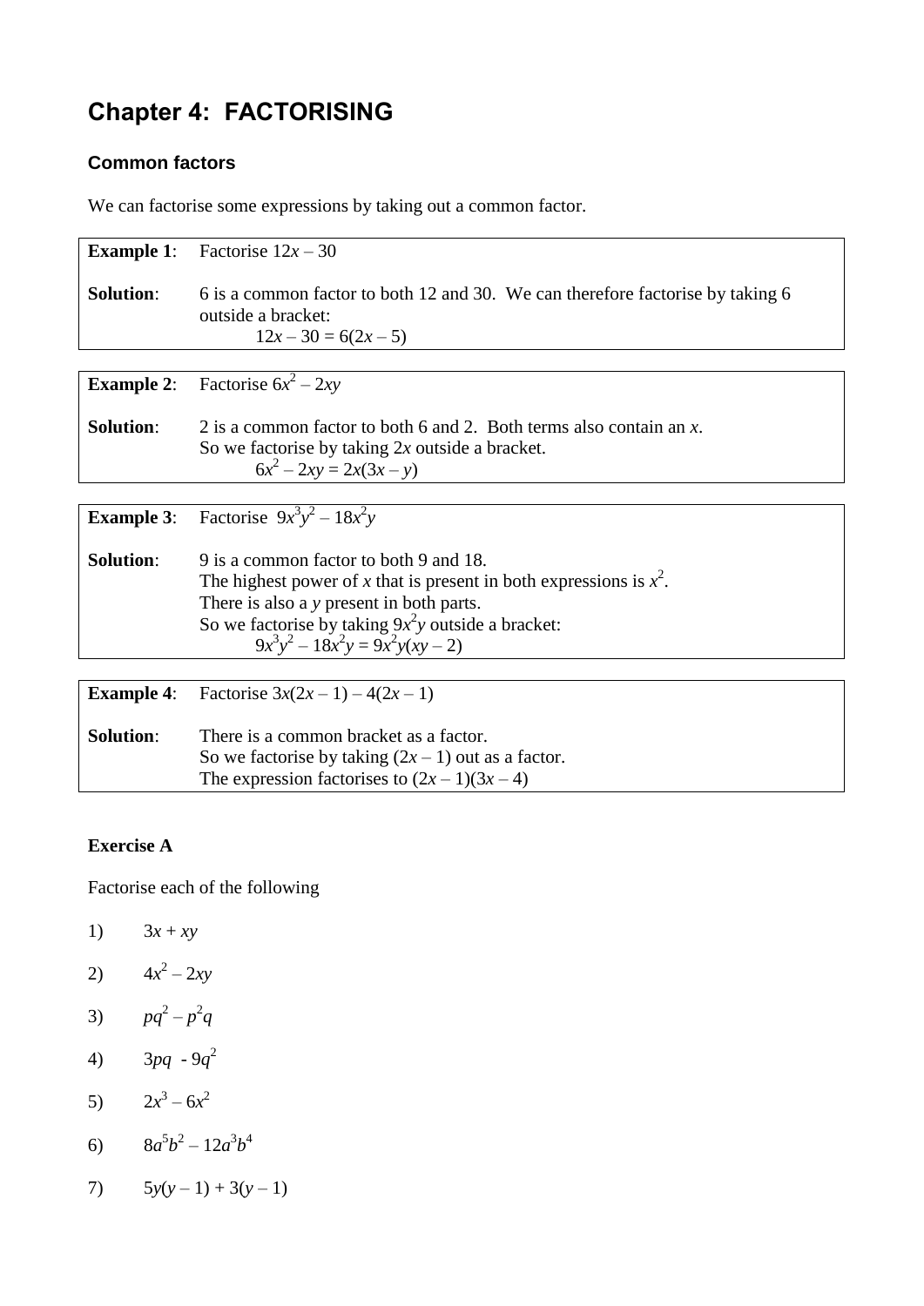# Chapter 4: FACTORISING

## Common factors

We can factorise some expressions by taking out a common factor.

**Example 1**: Factorise $12x - 30$

**Solution**: 6 is a common factor to both 12 and 30. We can therefore factorise by taking 6 outside a bracket:

$$12x - 30 = 6(2x - 5)$$

**Example 2**: Factorise $6x^2 - 2xy$

**Solution**: 2 is a common factor to both 6 and 2. Both terms also contain an $x$.
So we factorise by taking $2x$ outside a bracket.

$$6x^2 - 2xy = 2x(3x - y)$$

**Example 3**: Factorise $9x^3y^2 - 18x^2y$

**Solution**: 9 is a common factor to both 9 and 18.
The highest power of $x$ that is present in both expressions is $x^2$.
There is also a $y$ present in both parts.
So we factorise by taking $9x^2y$ outside a bracket:

$$9x^3y^2 - 18x^2y = 9x^2y(xy - 2)$$

**Example 4**: Factorise $3x(2x - 1) - 4(2x - 1)$

**Solution**: There is a common bracket as a factor.
So we factorise by taking $(2x - 1)$ out as a factor.
The expression factorises to $(2x - 1)(3x - 4)$

**Exercise A**

Factorise each of the following

1) $3x + xy$

2) $4x^2 - 2xy$

3) $pq^2 - p^2q$

4) $3pq - 9q^2$

5) $2x^3 - 6x^2$

6) $8a^5b^2 - 12a^3b^4$

7) $5y(y - 1) + 3(y - 1)$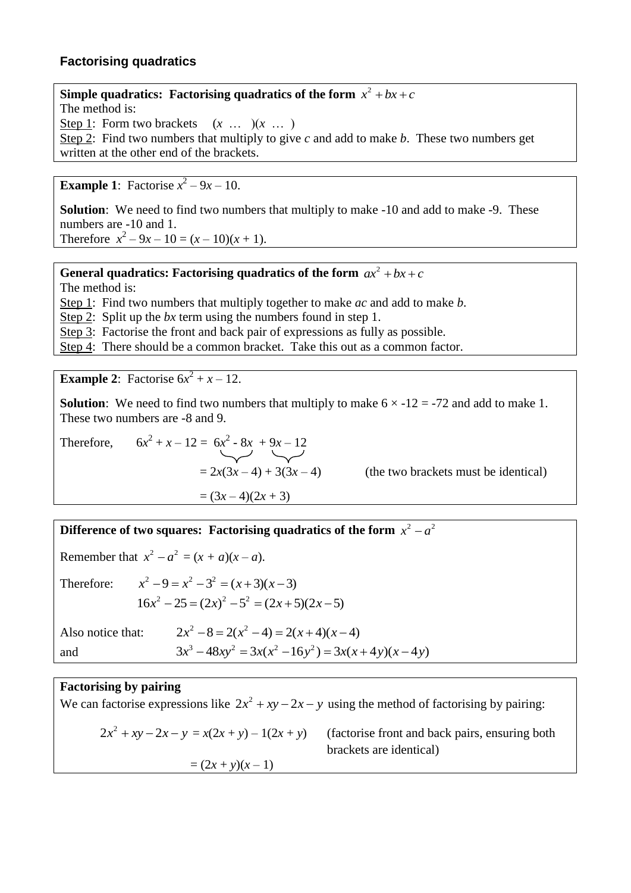## Factorising quadratics

**Simple quadratics: Factorising quadratics of the form $x^2 + bx + c$**

The method is:

Step 1: Form two brackets $(x \; \ldots \;)(x \; \ldots \;)$

Step 2: Find two numbers that multiply to give $c$ and add to make $b$. These two numbers get written at the other end of the brackets.

**Example 1**: Factorise $x^2 - 9x - 10$.

**Solution**: We need to find two numbers that multiply to make -10 and add to make -9. These numbers are -10 and 1.

Therefore $x^2 - 9x - 10 = (x - 10)(x + 1)$.

**General quadratics: Factorising quadratics of the form $ax^2 + bx + c$**

The method is:

Step 1: Find two numbers that multiply together to make $ac$ and add to make $b$.

Step 2: Split up the $bx$ term using the numbers found in step 1.

Step 3: Factorise the front and back pair of expressions as fully as possible.

Step 4: There should be a common bracket. Take this out as a common factor.

**Example 2**: Factorise $6x^2 + x - 12$.

**Solution**: We need to find two numbers that multiply to make $6 \times -12 = -72$ and add to make 1. These two numbers are -8 and 9.

Therefore,

$$6x^2 + x - 12 = 6x^2 - 8x + 9x - 12$$

$$= 2x(3x - 4) + 3(3x - 4) \qquad \text{(the two brackets must be identical)}$$

$$= (3x - 4)(2x + 3)$$

**Difference of two squares: Factorising quadratics of the form $x^2 - a^2$**

Remember that $x^2 - a^2 = (x + a)(x - a)$.

Therefore:

$$x^2 - 9 = x^2 - 3^2 = (x + 3)(x - 3)$$

$$16x^2 - 25 = (2x)^2 - 5^2 = (2x + 5)(2x - 5)$$

Also notice that: $2x^2 - 8 = 2(x^2 - 4) = 2(x + 4)(x - 4)$

and $3x^3 - 48xy^2 = 3x(x^2 - 16y^2) = 3x(x + 4y)(x - 4y)$

**Factorising by pairing**

We can factorise expressions like $2x^2 + xy - 2x - y$ using the method of factorising by pairing:

$$2x^2 + xy - 2x - y = x(2x + y) - 1(2x + y) \qquad \text{(factorise front and back pairs, ensuring both brackets are identical)}$$

$$= (2x + y)(x - 1)$$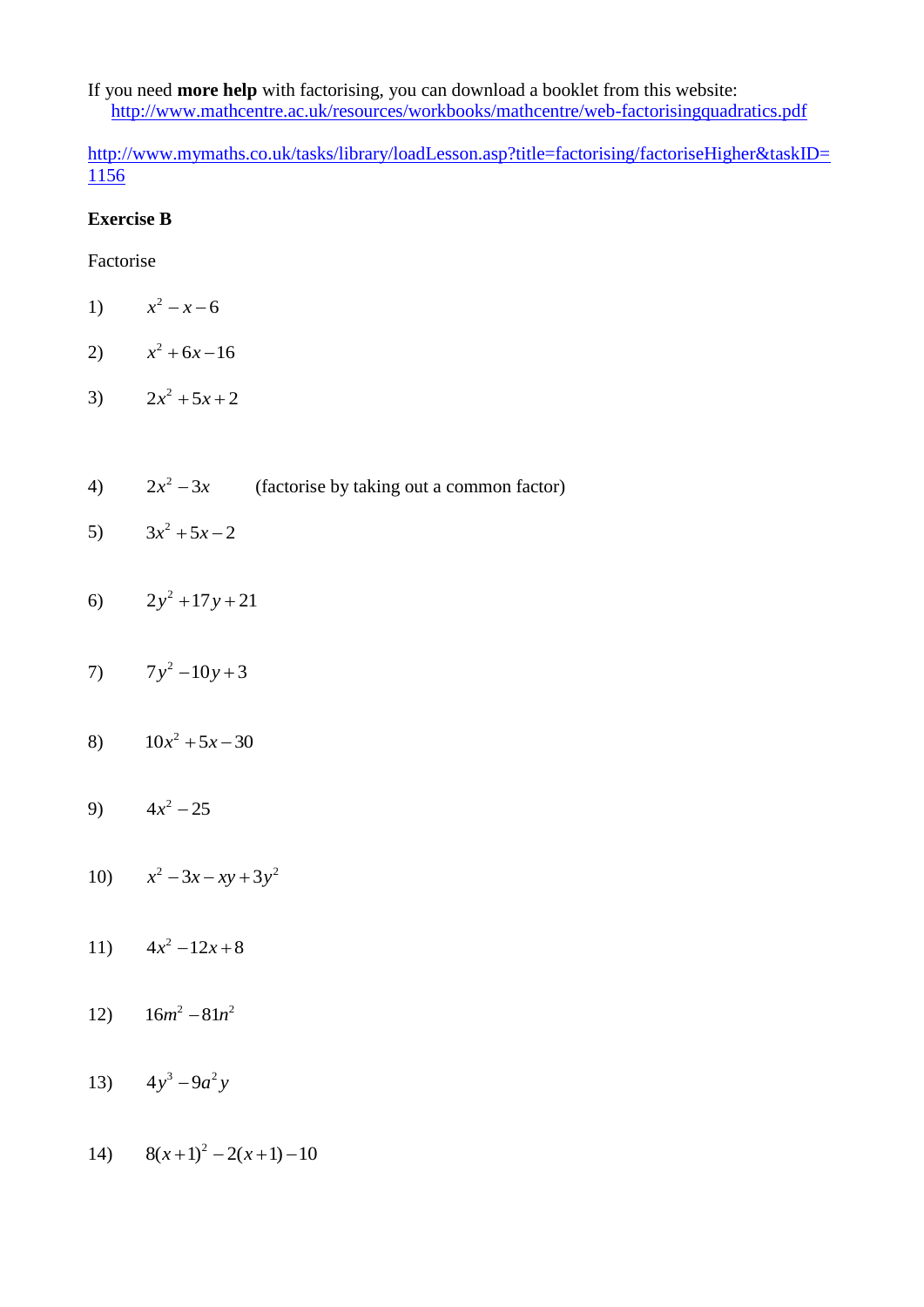If you need **more help** with factorising, you can download a booklet from this website:
http://www.mathcentre.ac.uk/resources/workbooks/mathcentre/web-factorisingquadratics.pdf

http://www.mymaths.co.uk/tasks/library/loadLesson.asp?title=factorising/factoriseHigher&taskID=1156

**Exercise B**

Factorise

1) $x^2 - x - 6$

2) $x^2 + 6x - 16$

3) $2x^2 + 5x + 2$

4) $2x^2 - 3x$ (factorise by taking out a common factor)

5) $3x^2 + 5x - 2$

6) $2y^2 + 17y + 21$

7) $7y^2 - 10y + 3$

8) $10x^2 + 5x - 30$

9) $4x^2 - 25$

10) $x^2 - 3x - xy + 3y^2$

11) $4x^2 - 12x + 8$

12) $16m^2 - 81n^2$

13) $4y^3 - 9a^2 y$

14) $8(x+1)^2 - 2(x+1) - 10$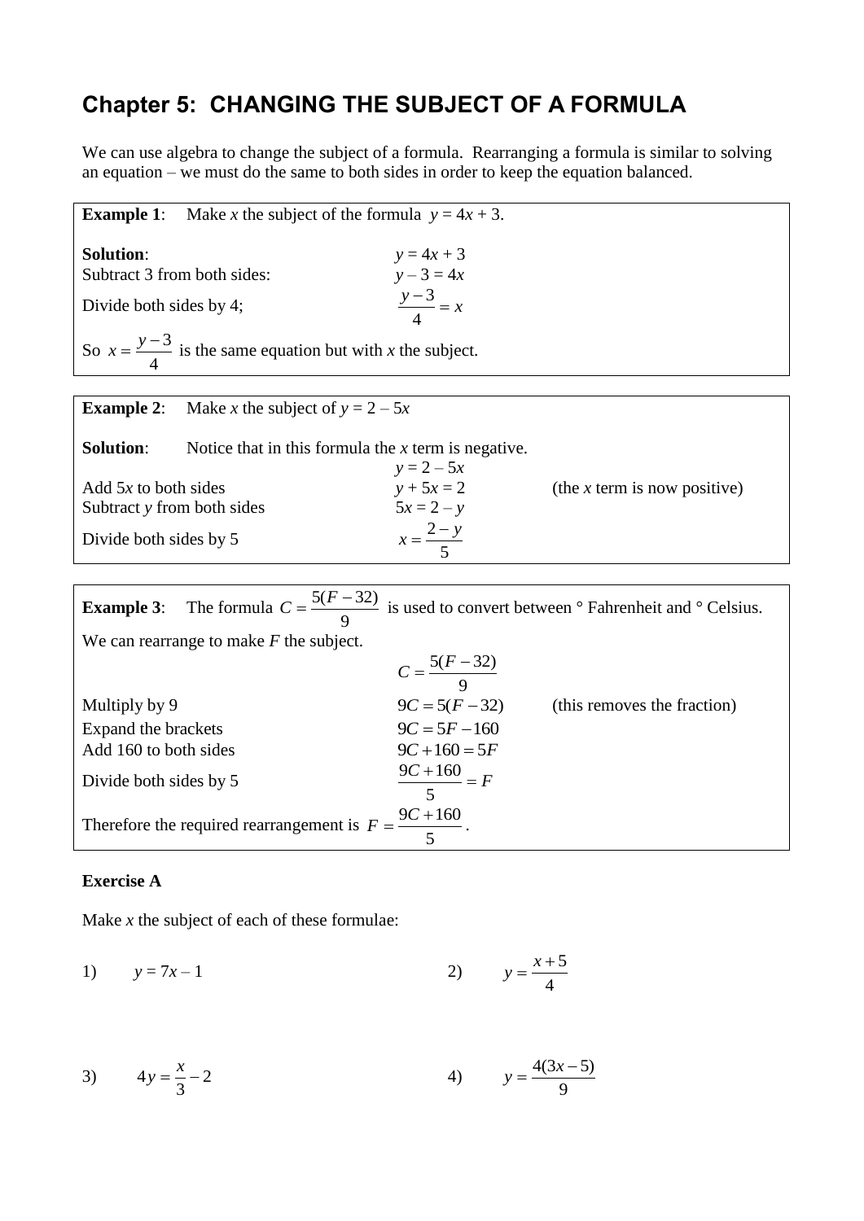## Chapter 5: CHANGING THE SUBJECT OF A FORMULA

We can use algebra to change the subject of a formula. Rearranging a formula is similar to solving an equation – we must do the same to both sides in order to keep the equation balanced.

**Example 1**: Make $x$ the subject of the formula $y = 4x + 3$.

**Solution**:

| | | |
|---|---|---|
| | $y = 4x + 3$ | |
| Subtract 3 from both sides: | $y - 3 = 4x$ | |
| Divide both sides by 4; | $\dfrac{y-3}{4} = x$ | |

So $x = \dfrac{y-3}{4}$ is the same equation but with $x$ the subject.

**Example 2**: Make $x$ the subject of $y = 2 - 5x$

**Solution**: Notice that in this formula the $x$ term is negative.

| | | |
|---|---|---|
| | $y = 2 - 5x$ | |
| Add $5x$ to both sides | $y + 5x = 2$ | (the $x$ term is now positive) |
| Subtract $y$ from both sides | $5x = 2 - y$ | |
| Divide both sides by 5 | $x = \dfrac{2-y}{5}$ | |

**Example 3**: The formula $C = \dfrac{5(F-32)}{9}$ is used to convert between ° Fahrenheit and ° Celsius.

We can rearrange to make $F$ the subject.

| | | |
|---|---|---|
| | $C = \dfrac{5(F-32)}{9}$ | |
| Multiply by 9 | $9C = 5(F-32)$ | (this removes the fraction) |
| Expand the brackets | $9C = 5F - 160$ | |
| Add 160 to both sides | $9C + 160 = 5F$ | |
| Divide both sides by 5 | $\dfrac{9C+160}{5} = F$ | |

Therefore the required rearrangement is $F = \dfrac{9C+160}{5}$.

**Exercise A**

Make $x$ the subject of each of these formulae:

1) $y = 7x - 1$

2) $y = \dfrac{x+5}{4}$

3) $4y = \dfrac{x}{3} - 2$

4) $y = \dfrac{4(3x-5)}{9}$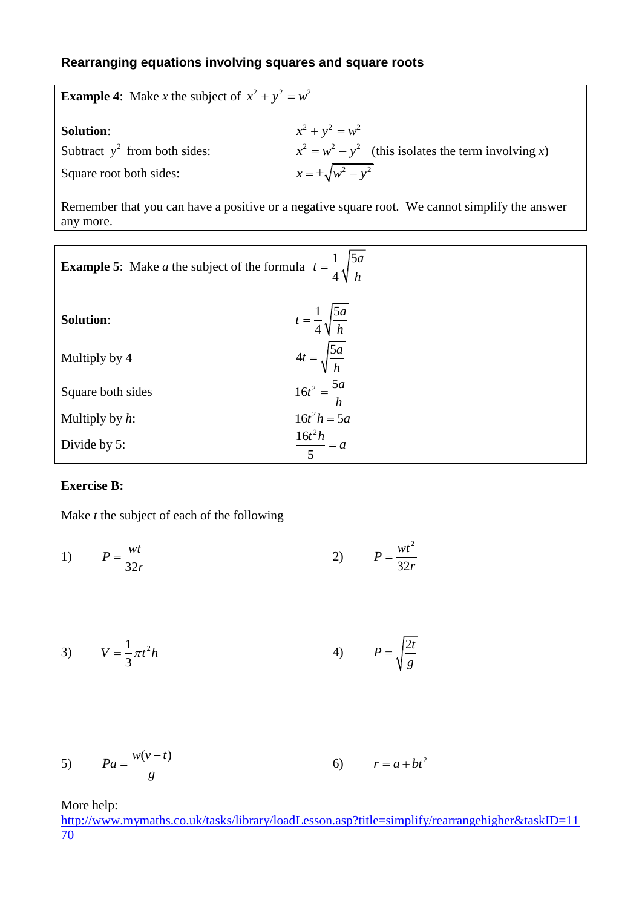## Rearranging equations involving squares and square roots

**Example 4**: Make $x$ the subject of $x^2 + y^2 = w^2$

**Solution**: $x^2 + y^2 = w^2$

Subtract $y^2$ from both sides: $x^2 = w^2 - y^2$ (this isolates the term involving $x$)

Square root both sides: $x = \pm\sqrt{w^2 - y^2}$

Remember that you can have a positive or a negative square root. We cannot simplify the answer any more.

**Example 5**: Make $a$ the subject of the formula $t = \frac{1}{4}\sqrt{\frac{5a}{h}}$

**Solution**: $t = \frac{1}{4}\sqrt{\frac{5a}{h}}$

Multiply by 4: $4t = \sqrt{\frac{5a}{h}}$

Square both sides: $16t^2 = \frac{5a}{h}$

Multiply by $h$: $16t^2 h = 5a$

Divide by 5: $\frac{16t^2 h}{5} = a$

**Exercise B:**

Make $t$ the subject of each of the following

1) $P = \frac{wt}{32r}$

2) $P = \frac{wt^2}{32r}$

3) $V = \frac{1}{3}\pi t^2 h$

4) $P = \sqrt{\frac{2t}{g}}$

5) $Pa = \frac{w(v-t)}{g}$

6) $r = a + bt^2$

More help:
http://www.mymaths.co.uk/tasks/library/loadLesson.asp?title=simplify/rearrangehigher&taskID=1170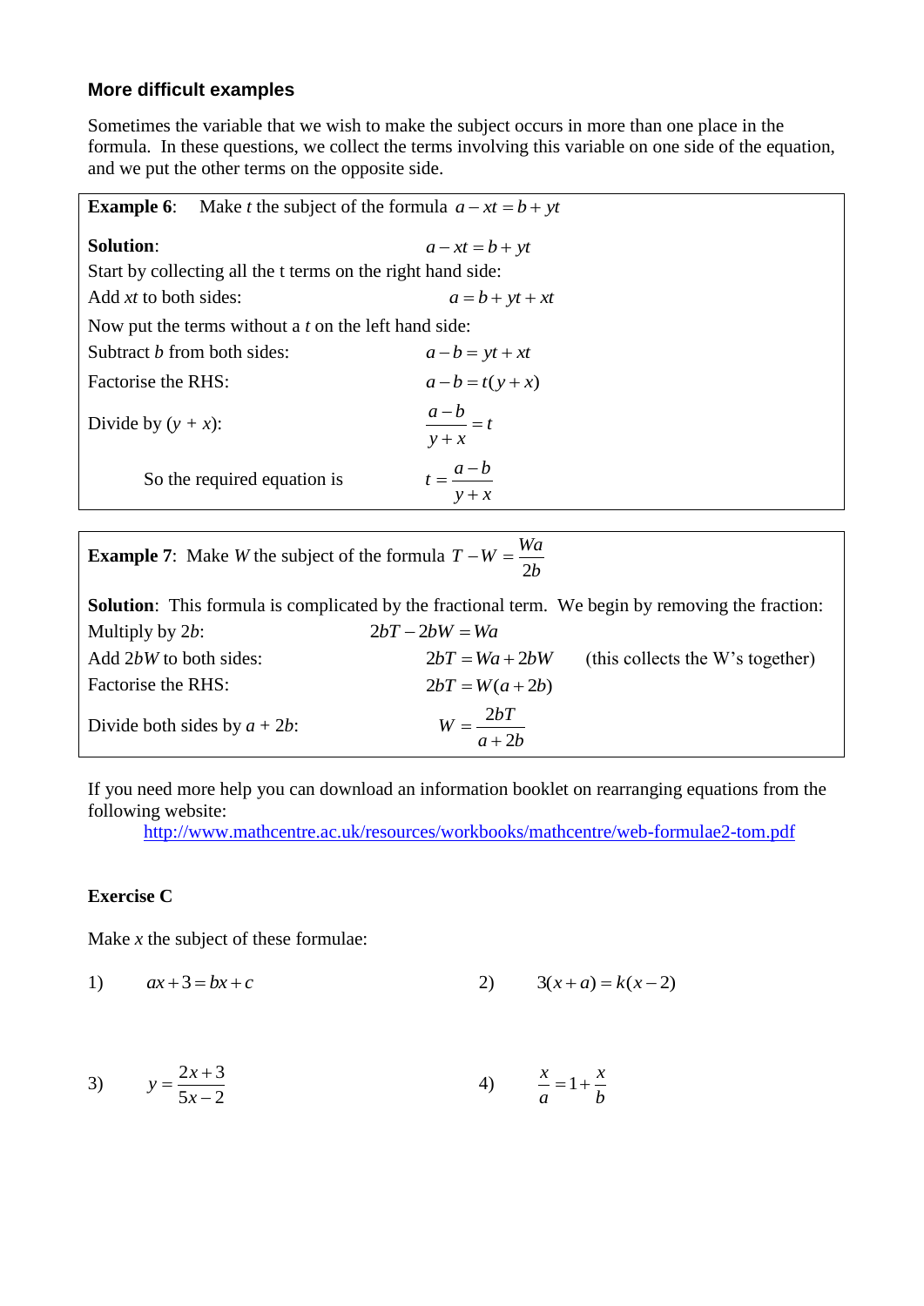### More difficult examples

Sometimes the variable that we wish to make the subject occurs in more than one place in the formula. In these questions, we collect the terms involving this variable on one side of the equation, and we put the other terms on the opposite side.

**Example 6**: Make $t$ the subject of the formula $a - xt = b + yt$

**Solution**: $a - xt = b + yt$

Start by collecting all the t terms on the right hand side:

Add $xt$ to both sides: $a = b + yt + xt$

Now put the terms without a $t$ on the left hand side:

Subtract $b$ from both sides: $a - b = yt + xt$

Factorise the RHS: $a - b = t(y + x)$

Divide by $(y + x)$: $\dfrac{a-b}{y+x} = t$

So the required equation is $t = \dfrac{a-b}{y+x}$

**Example 7**: Make $W$ the subject of the formula $T - W = \dfrac{Wa}{2b}$

**Solution**: This formula is complicated by the fractional term. We begin by removing the fraction:

Multiply by $2b$: $2bT - 2bW = Wa$

Add $2bW$ to both sides: $2bT = Wa + 2bW$ (this collects the W's together)

Factorise the RHS: $2bT = W(a + 2b)$

Divide both sides by $a + 2b$: $W = \dfrac{2bT}{a+2b}$

If you need more help you can download an information booklet on rearranging equations from the following website:

http://www.mathcentre.ac.uk/resources/workbooks/mathcentre/web-formulae2-tom.pdf

**Exercise C**

Make $x$ the subject of these formulae:

1) $ax + 3 = bx + c$

2) $3(x + a) = k(x - 2)$

3) $y = \dfrac{2x+3}{5x-2}$

4) $\dfrac{x}{a} = 1 + \dfrac{x}{b}$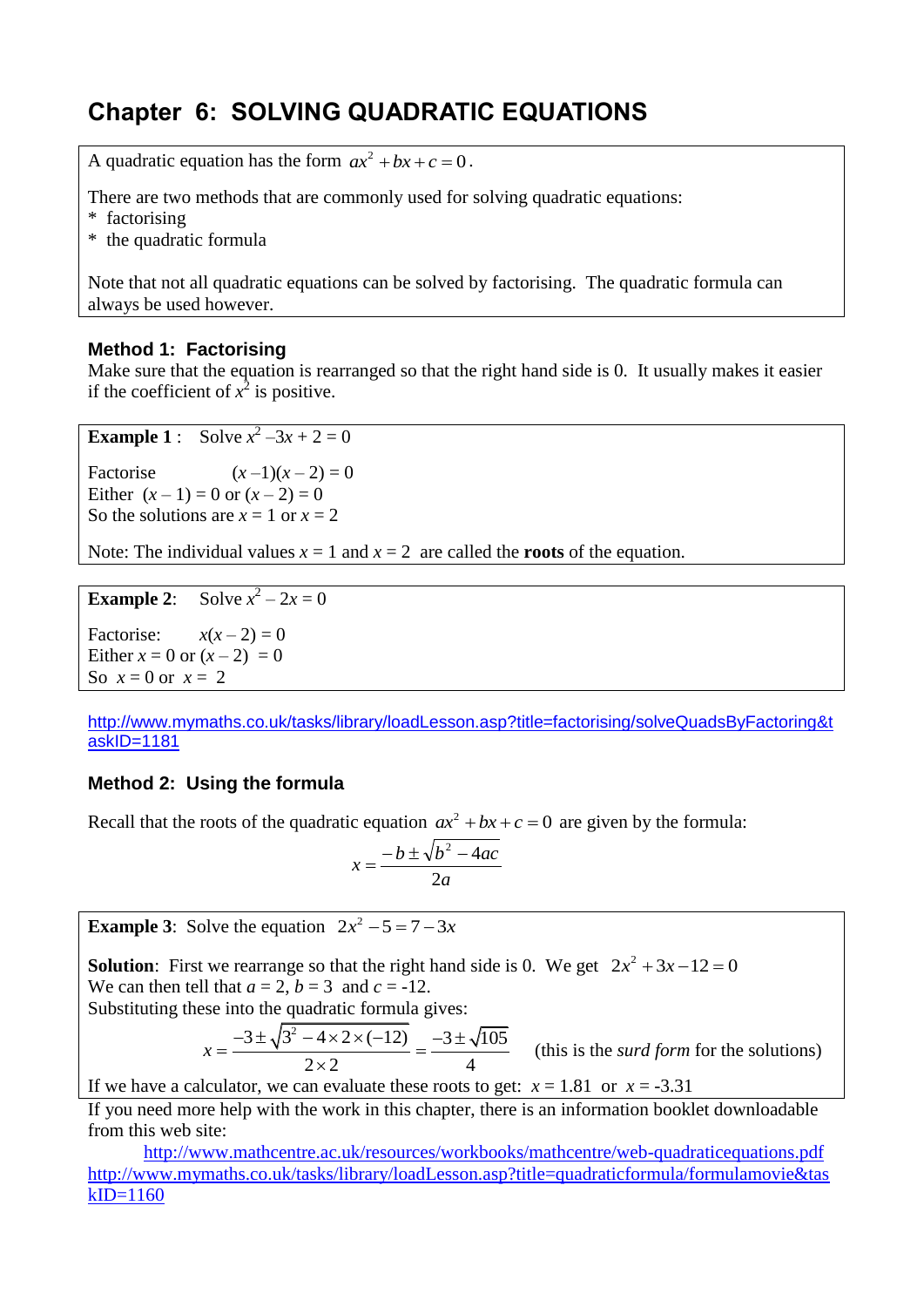# Chapter 6: SOLVING QUADRATIC EQUATIONS

A quadratic equation has the form $ax^2 + bx + c = 0$.

There are two methods that are commonly used for solving quadratic equations:
* factorising
* the quadratic formula

Note that not all quadratic equations can be solved by factorising. The quadratic formula can always be used however.

### Method 1: Factorising

Make sure that the equation is rearranged so that the right hand side is 0. It usually makes it easier if the coefficient of $x^2$ is positive.

**Example 1** : Solve $x^2 - 3x + 2 = 0$

Factorise $(x - 1)(x - 2) = 0$
Either $(x - 1) = 0$ or $(x - 2) = 0$
So the solutions are $x = 1$ or $x = 2$

Note: The individual values $x = 1$ and $x = 2$ are called the **roots** of the equation.

**Example 2**: Solve $x^2 - 2x = 0$

Factorise: $x(x - 2) = 0$
Either $x = 0$ or $(x - 2) = 0$
So $x = 0$ or $x = 2$

http://www.mymaths.co.uk/tasks/library/loadLesson.asp?title=factorising/solveQuadsByFactoring&taskID=1181

### Method 2: Using the formula

Recall that the roots of the quadratic equation $ax^2 + bx + c = 0$ are given by the formula:

$$x = \frac{-b \pm \sqrt{b^2 - 4ac}}{2a}$$

**Example 3**: Solve the equation $2x^2 - 5 = 7 - 3x$

**Solution**: First we rearrange so that the right hand side is 0. We get $2x^2 + 3x - 12 = 0$
We can then tell that $a = 2$, $b = 3$ and $c = -12$.
Substituting these into the quadratic formula gives:

$$x = \frac{-3 \pm \sqrt{3^2 - 4 \times 2 \times (-12)}}{2 \times 2} = \frac{-3 \pm \sqrt{105}}{4}$$ (this is the *surd form* for the solutions)

If we have a calculator, we can evaluate these roots to get: $x = 1.81$ or $x = -3.31$

If you need more help with the work in this chapter, there is an information booklet downloadable from this web site:

http://www.mathcentre.ac.uk/resources/workbooks/mathcentre/web-quadraticequations.pdf
http://www.mymaths.co.uk/tasks/library/loadLesson.asp?title=quadraticformula/formulamovie&taskID=1160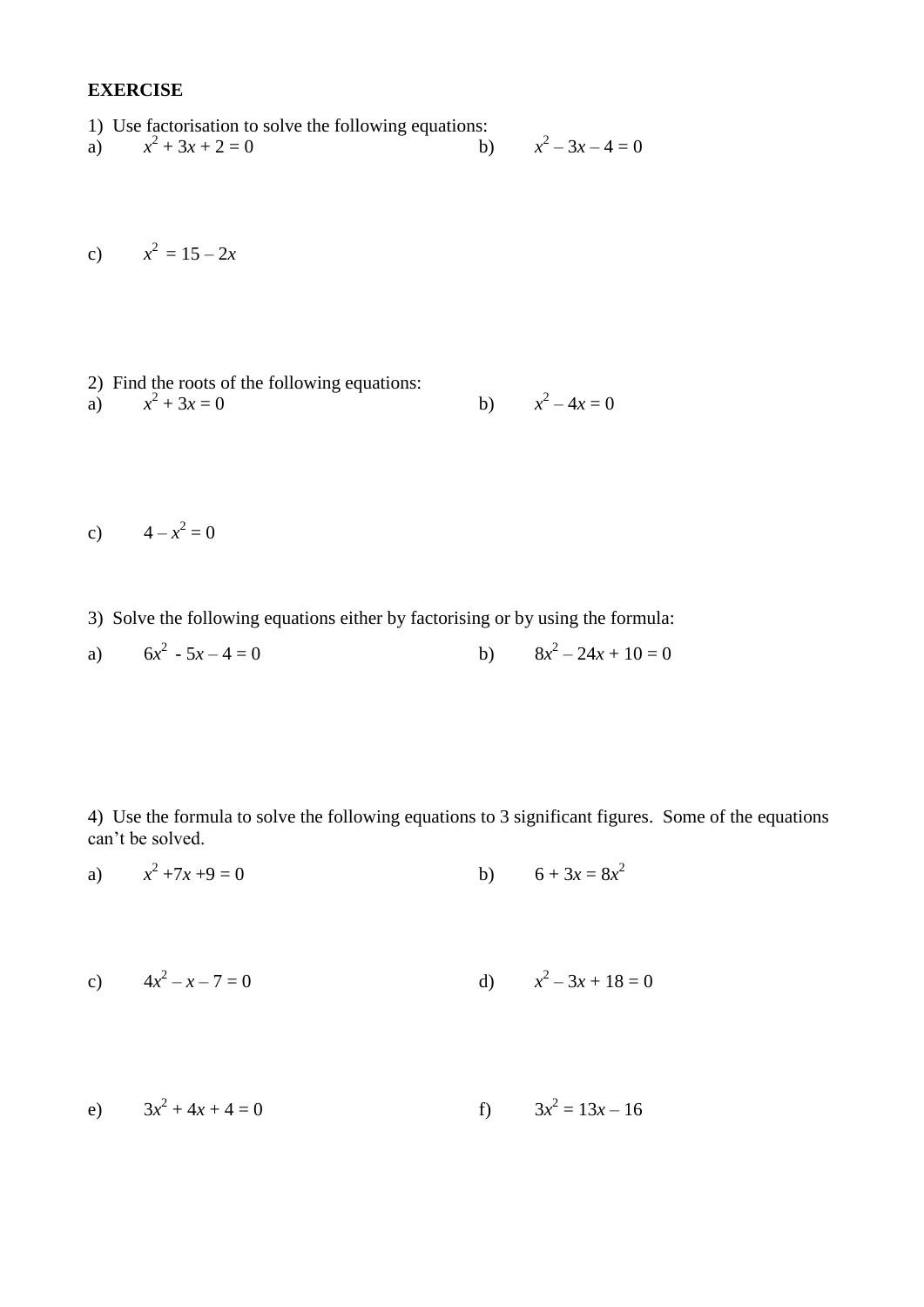**EXERCISE**

1) Use factorisation to solve the following equations:

a) $x^2 + 3x + 2 = 0$

b) $x^2 – 3x – 4 = 0$

c) $x^2 = 15 – 2x$

2) Find the roots of the following equations:

a) $x^2 + 3x = 0$

b) $x^2 – 4x = 0$

c) $4 – x^2 = 0$

3) Solve the following equations either by factorising or by using the formula:

a) $6x^2 - 5x – 4 = 0$

b) $8x^2 – 24x + 10 = 0$

4) Use the formula to solve the following equations to 3 significant figures. Some of the equations can't be solved.

a) $x^2 + 7x + 9 = 0$

b) $6 + 3x = 8x^2$

c) $4x^2 – x – 7 = 0$

d) $x^2 – 3x + 18 = 0$

e) $3x^2 + 4x + 4 = 0$

f) $3x^2 = 13x – 16$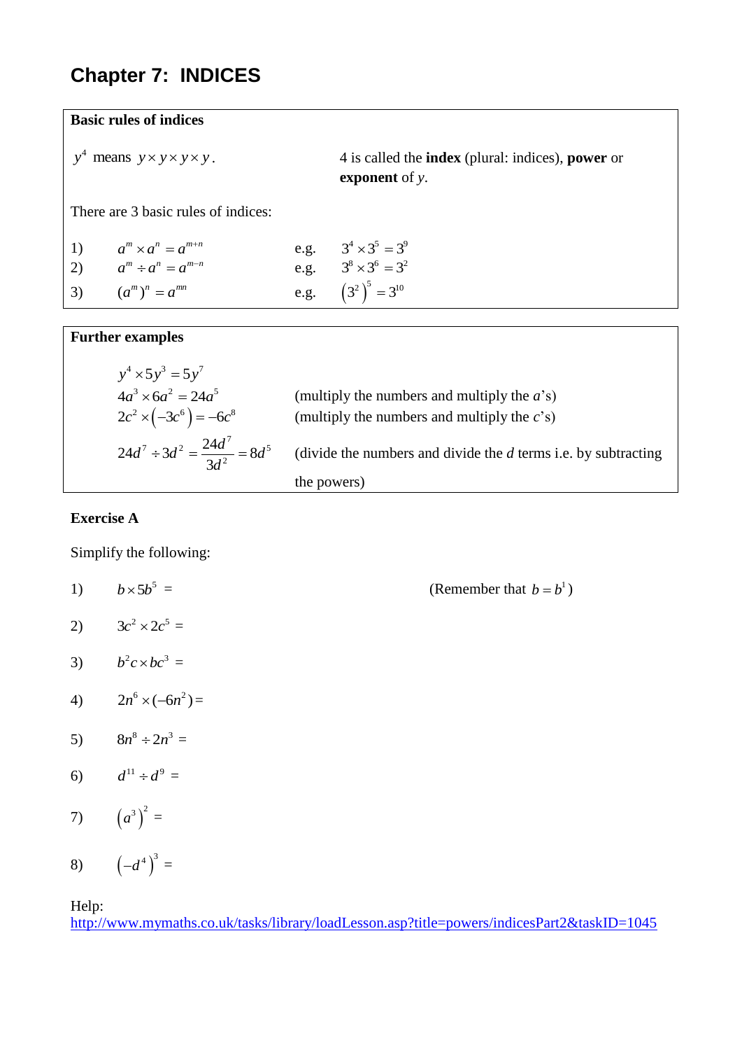# Chapter 7: INDICES

**Basic rules of indices**

$y^4$ means $y \times y \times y \times y$.

4 is called the **index** (plural: indices), **power** or **exponent** of *y*.

There are 3 basic rules of indices:

1) $a^m \times a^n = a^{m+n}$ e.g. $3^4 \times 3^5 = 3^9$
2) $a^m \div a^n = a^{m-n}$ e.g. $3^8 \times 3^6 = 3^2$
3) $(a^m)^n = a^{mn}$ e.g. $\left(3^2\right)^5 = 3^{10}$

**Further examples**

$y^4 \times 5y^3 = 5y^7$

$4a^3 \times 6a^2 = 24a^5$ (multiply the numbers and multiply the *a*'s)

$2c^2 \times \left(-3c^6\right) = -6c^8$ (multiply the numbers and multiply the *c*'s)

$24d^7 \div 3d^2 = \dfrac{24d^7}{3d^2} = 8d^5$ (divide the numbers and divide the *d* terms i.e. by subtracting the powers)

**Exercise A**

Simplify the following:

1) $b \times 5b^5 =$ (Remember that $b = b^1$)

2) $3c^2 \times 2c^5 =$

3) $b^2c \times bc^3 =$

4) $2n^6 \times (-6n^2) =$

5) $8n^8 \div 2n^3 =$

6) $d^{11} \div d^9 =$

7) $\left(a^3\right)^2 =$

8) $\left(-d^4\right)^3 =$

Help:
http://www.mymaths.co.uk/tasks/library/loadLesson.asp?title=powers/indicesPart2&taskID=1045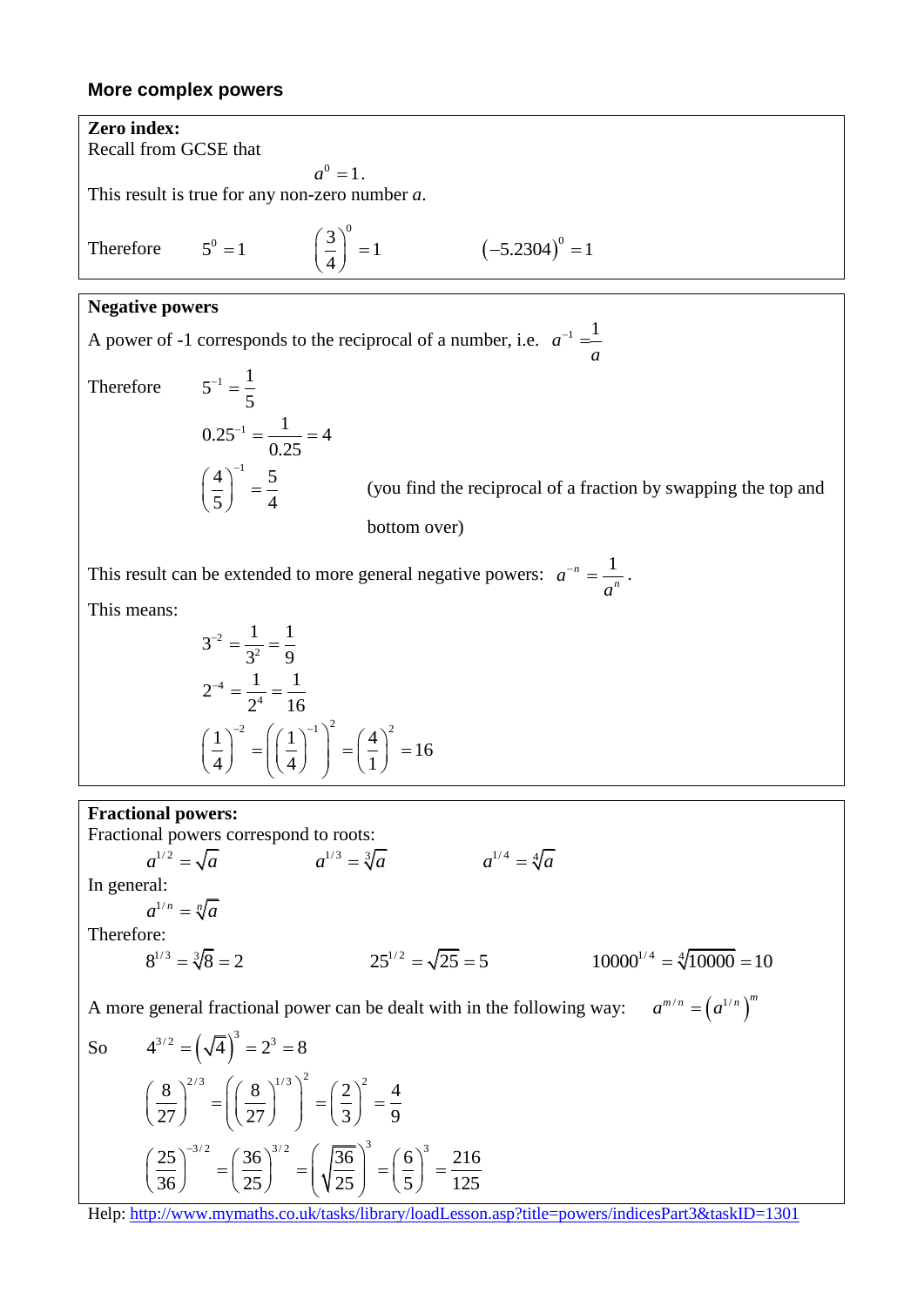## More complex powers

**Zero index:**

Recall from GCSE that

$$a^0 = 1.$$

This result is true for any non-zero number *a*.

Therefore $\quad 5^0 = 1 \qquad \left(\frac{3}{4}\right)^0 = 1 \qquad (-5.2304)^0 = 1$

**Negative powers**

A power of -1 corresponds to the reciprocal of a number, i.e. $a^{-1} = \frac{1}{a}$

Therefore

$$5^{-1} = \frac{1}{5}$$

$$0.25^{-1} = \frac{1}{0.25} = 4$$

$$\left(\frac{4}{5}\right)^{-1} = \frac{5}{4}$$

(you find the reciprocal of a fraction by swapping the top and bottom over)

This result can be extended to more general negative powers: $a^{-n} = \frac{1}{a^n}$.

This means:

$$3^{-2} = \frac{1}{3^2} = \frac{1}{9}$$

$$2^{-4} = \frac{1}{2^4} = \frac{1}{16}$$

$$\left(\frac{1}{4}\right)^{-2} = \left(\left(\frac{1}{4}\right)^{-1}\right)^2 = \left(\frac{4}{1}\right)^2 = 16$$

**Fractional powers:**

Fractional powers correspond to roots:

$$a^{1/2} = \sqrt{a} \qquad a^{1/3} = \sqrt[3]{a} \qquad a^{1/4} = \sqrt[4]{a}$$

In general:

$$a^{1/n} = \sqrt[n]{a}$$

Therefore:

$$8^{1/3} = \sqrt[3]{8} = 2 \qquad 25^{1/2} = \sqrt{25} = 5 \qquad 10000^{1/4} = \sqrt[4]{10000} = 10$$

A more general fractional power can be dealt with in the following way: $a^{m/n} = \left(a^{1/n}\right)^m$

So

$$4^{3/2} = \left(\sqrt{4}\right)^3 = 2^3 = 8$$

$$\left(\frac{8}{27}\right)^{2/3} = \left(\left(\frac{8}{27}\right)^{1/3}\right)^2 = \left(\frac{2}{3}\right)^2 = \frac{4}{9}$$

$$\left(\frac{25}{36}\right)^{-3/2} = \left(\frac{36}{25}\right)^{3/2} = \left(\sqrt{\frac{36}{25}}\right)^3 = \left(\frac{6}{5}\right)^3 = \frac{216}{125}$$

Help: http://www.mymaths.co.uk/tasks/library/loadLesson.asp?title=powers/indicesPart3&taskID=1301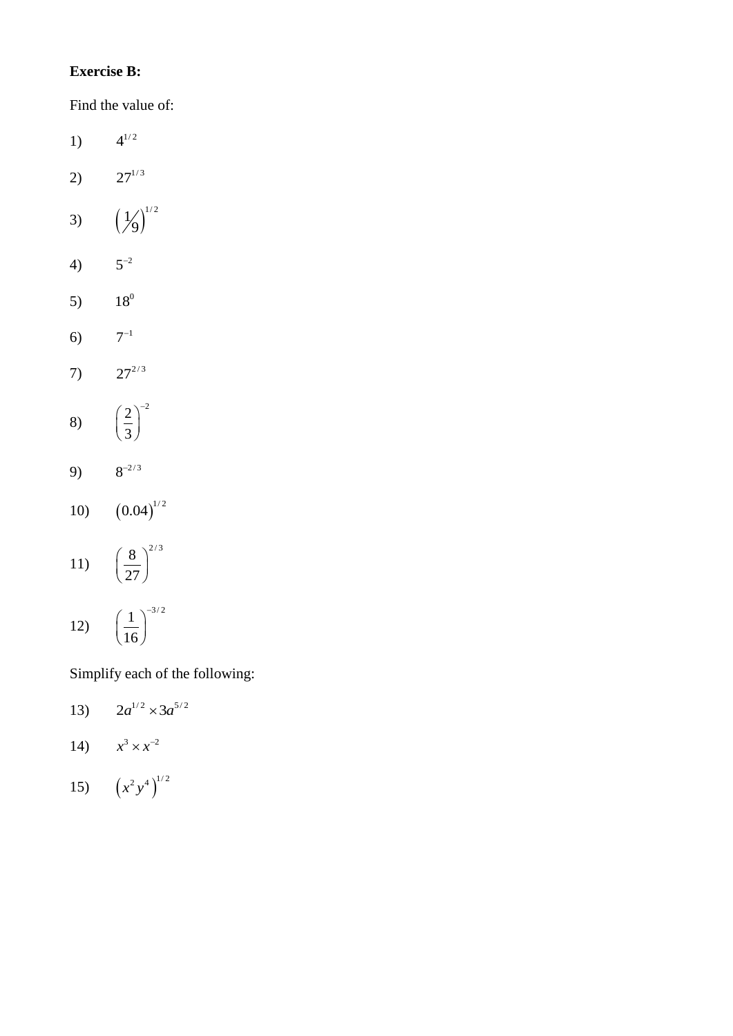**Exercise B:**

Find the value of:

1) $4^{1/2}$

2) $27^{1/3}$

3) $\left(1/9\right)^{1/2}$

4) $5^{-2}$

5) $18^{0}$

6) $7^{-1}$

7) $27^{2/3}$

8) $\left(\frac{2}{3}\right)^{-2}$

9) $8^{-2/3}$

10) $\left(0.04\right)^{1/2}$

11) $\left(\frac{8}{27}\right)^{2/3}$

12) $\left(\frac{1}{16}\right)^{-3/2}$

Simplify each of the following:

13) $2a^{1/2} \times 3a^{5/2}$

14) $x^{3} \times x^{-2}$

15) $\left(x^{2}y^{4}\right)^{1/2}$